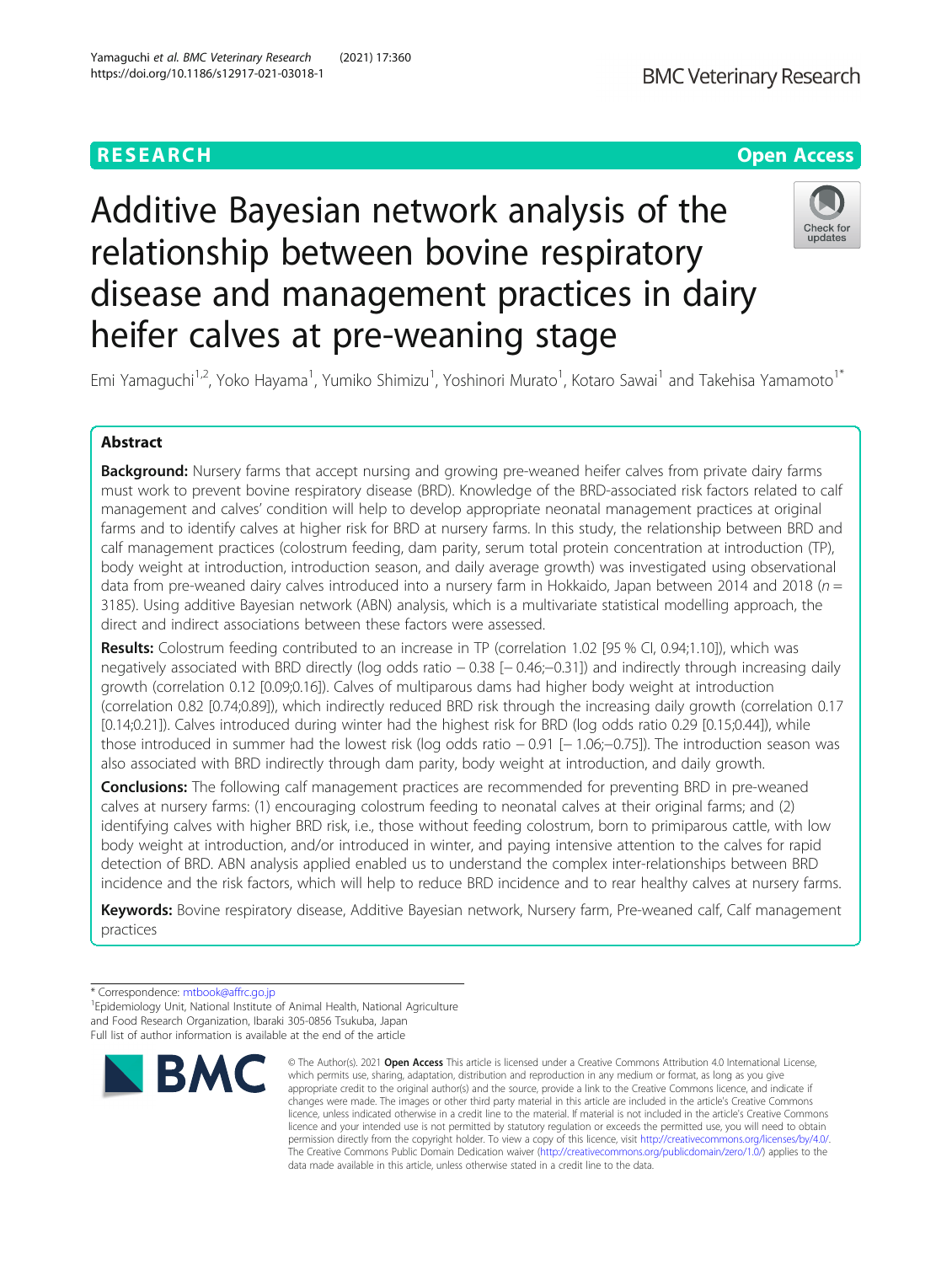RESEARCH Open Access

# Additive Bayesian network analysis of the relationship between bovine respiratory disease and management practices in dairy heifer calves at pre-weaning stage

Emi Yamaguchi[1,2], Yoko Hayama[1], Yumiko Shimizu[1], Yoshinori Murato[1], Kotaro Sawai[1] and Takehisa Yamamoto[1*]

## Abstract

**Background:** Nursery farms that accept nursing and growing pre-weaned heifer calves from private dairy farms must work to prevent bovine respiratory disease (BRD). Knowledge of the BRD-associated risk factors related to calf management and calves' condition will help to develop appropriate neonatal management practices at original farms and to identify calves at higher risk for BRD at nursery farms. In this study, the relationship between BRD and calf management practices (colostrum feeding, dam parity, serum total protein concentration at introduction (TP), body weight at introduction, introduction season, and daily average growth) was investigated using observational data from pre-weaned dairy calves introduced into a nursery farm in Hokkaido, Japan between 2014 and 2018 ($n$ = 3185). Using additive Bayesian network (ABN) analysis, which is a multivariate statistical modelling approach, the direct and indirect associations between these factors were assessed.

**Results:** Colostrum feeding contributed to an increase in TP (correlation 1.02 [95 % CI, 0.94;1.10]), which was negatively associated with BRD directly (log odds ratio − 0.38 [− 0.46;−0.31]) and indirectly through increasing daily growth (correlation 0.12 [0.09;0.16]). Calves of multiparous dams had higher body weight at introduction (correlation 0.82 [0.74;0.89]), which indirectly reduced BRD risk through the increasing daily growth (correlation 0.17 [0.14;0.21]). Calves introduced during winter had the highest risk for BRD (log odds ratio 0.29 [0.15;0.44]), while those introduced in summer had the lowest risk (log odds ratio − 0.91 [− 1.06;−0.75]). The introduction season was also associated with BRD indirectly through dam parity, body weight at introduction, and daily growth.

**Conclusions:** The following calf management practices are recommended for preventing BRD in pre-weaned calves at nursery farms: (1) encouraging colostrum feeding to neonatal calves at their original farms; and (2) identifying calves with higher BRD risk, i.e., those without feeding colostrum, born to primiparous cattle, with low body weight at introduction, and/or introduced in winter, and paying intensive attention to the calves for rapid detection of BRD. ABN analysis applied enabled us to understand the complex inter-relationships between BRD incidence and the risk factors, which will help to reduce BRD incidence and to rear healthy calves at nursery farms.

**Keywords:** Bovine respiratory disease, Additive Bayesian network, Nursery farm, Pre-weaned calf, Calf management practices

---

* Correspondence: mtbook@affrc.go.jp

[1]Epidemiology Unit, National Institute of Animal Health, National Agriculture and Food Research Organization, Ibaraki 305-0856 Tsukuba, Japan

Full list of author information is available at the end of the article

© The Author(s). 2021 **Open Access** This article is licensed under a Creative Commons Attribution 4.0 International License, which permits use, sharing, adaptation, distribution and reproduction in any medium or format, as long as you give appropriate credit to the original author(s) and the source, provide a link to the Creative Commons licence, and indicate if changes were made. The images or other third party material in this article are included in the article's Creative Commons licence, unless indicated otherwise in a credit line to the material. If material is not included in the article's Creative Commons licence and your intended use is not permitted by statutory regulation or exceeds the permitted use, you will need to obtain permission directly from the copyright holder. To view a copy of this licence, visit http://creativecommons.org/licenses/by/4.0/. The Creative Commons Public Domain Dedication waiver (http://creativecommons.org/publicdomain/zero/1.0/) applies to the data made available in this article, unless otherwise stated in a credit line to the data.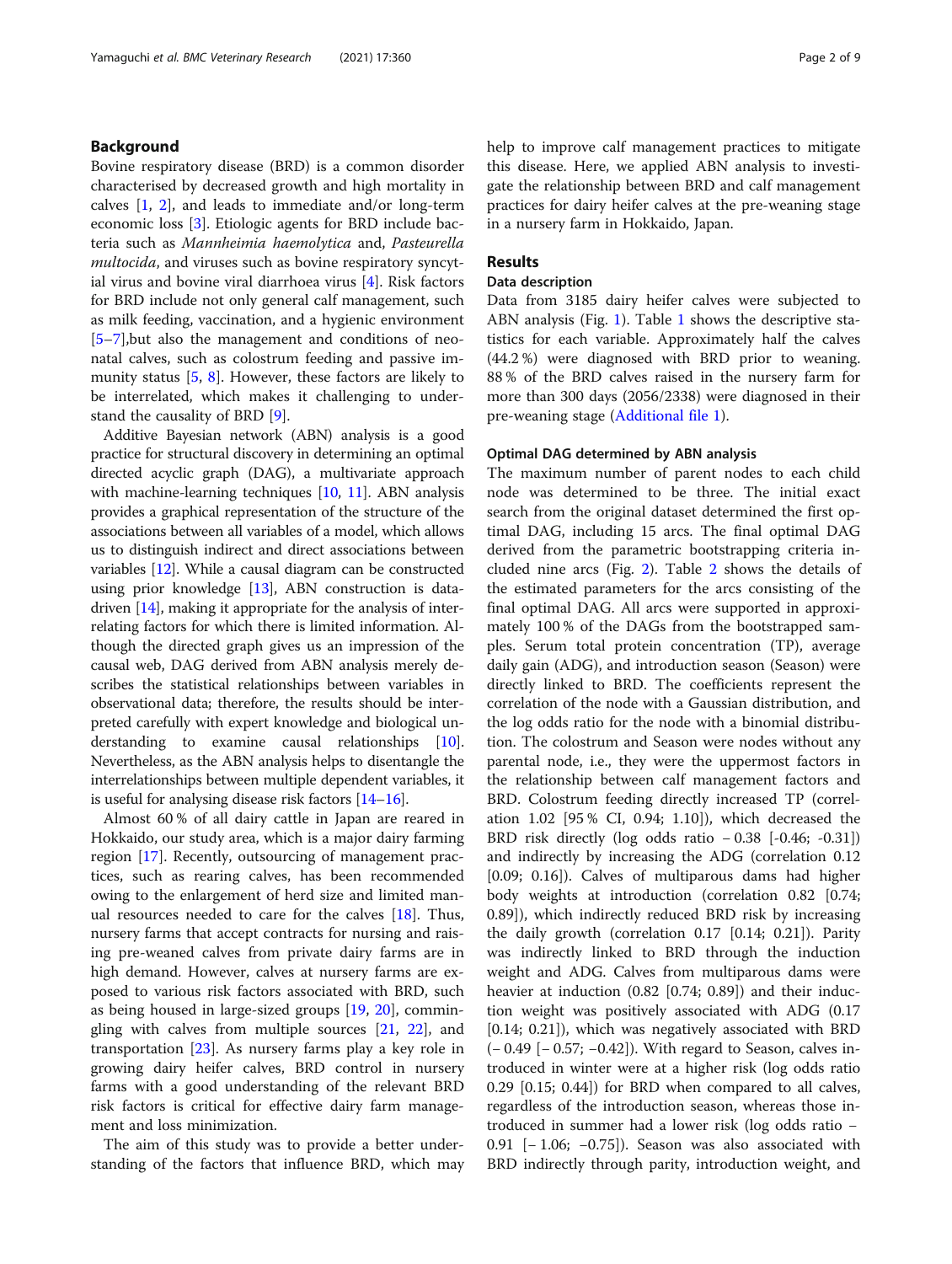## Background

Bovine respiratory disease (BRD) is a common disorder characterised by decreased growth and high mortality in calves [1, 2], and leads to immediate and/or long-term economic loss [3]. Etiologic agents for BRD include bacteria such as *Mannheimia haemolytica* and, *Pasteurella multocida*, and viruses such as bovine respiratory syncytial virus and bovine viral diarrhoea virus [4]. Risk factors for BRD include not only general calf management, such as milk feeding, vaccination, and a hygienic environment [5–7],but also the management and conditions of neonatal calves, such as colostrum feeding and passive immunity status [5, 8]. However, these factors are likely to be interrelated, which makes it challenging to understand the causality of BRD [9].

Additive Bayesian network (ABN) analysis is a good practice for structural discovery in determining an optimal directed acyclic graph (DAG), a multivariate approach with machine-learning techniques [10, 11]. ABN analysis provides a graphical representation of the structure of the associations between all variables of a model, which allows us to distinguish indirect and direct associations between variables [12]. While a causal diagram can be constructed using prior knowledge [13], ABN construction is data-driven [14], making it appropriate for the analysis of interrelating factors for which there is limited information. Although the directed graph gives us an impression of the causal web, DAG derived from ABN analysis merely describes the statistical relationships between variables in observational data; therefore, the results should be interpreted carefully with expert knowledge and biological understanding to examine causal relationships [10]. Nevertheless, as the ABN analysis helps to disentangle the interrelationships between multiple dependent variables, it is useful for analysing disease risk factors [14–16].

Almost 60 % of all dairy cattle in Japan are reared in Hokkaido, our study area, which is a major dairy farming region [17]. Recently, outsourcing of management practices, such as rearing calves, has been recommended owing to the enlargement of herd size and limited manual resources needed to care for the calves [18]. Thus, nursery farms that accept contracts for nursing and raising pre-weaned calves from private dairy farms are in high demand. However, calves at nursery farms are exposed to various risk factors associated with BRD, such as being housed in large-sized groups [19, 20], commingling with calves from multiple sources [21, 22], and transportation [23]. As nursery farms play a key role in growing dairy heifer calves, BRD control in nursery farms with a good understanding of the relevant BRD risk factors is critical for effective dairy farm management and loss minimization.

The aim of this study was to provide a better understanding of the factors that influence BRD, which may help to improve calf management practices to mitigate this disease. Here, we applied ABN analysis to investigate the relationship between BRD and calf management practices for dairy heifer calves at the pre-weaning stage in a nursery farm in Hokkaido, Japan.

## Results

### Data description

Data from 3185 dairy heifer calves were subjected to ABN analysis (Fig. 1). Table 1 shows the descriptive statistics for each variable. Approximately half the calves (44.2 %) were diagnosed with BRD prior to weaning. 88 % of the BRD calves raised in the nursery farm for more than 300 days (2056/2338) were diagnosed in their pre-weaning stage (Additional file 1).

### Optimal DAG determined by ABN analysis

The maximum number of parent nodes to each child node was determined to be three. The initial exact search from the original dataset determined the first optimal DAG, including 15 arcs. The final optimal DAG derived from the parametric bootstrapping criteria included nine arcs (Fig. 2). Table 2 shows the details of the estimated parameters for the arcs consisting of the final optimal DAG. All arcs were supported in approximately 100 % of the DAGs from the bootstrapped samples. Serum total protein concentration (TP), average daily gain (ADG), and introduction season (Season) were directly linked to BRD. The coefficients represent the correlation of the node with a Gaussian distribution, and the log odds ratio for the node with a binomial distribution. The colostrum and Season were nodes without any parental node, i.e., they were the uppermost factors in the relationship between calf management factors and BRD. Colostrum feeding directly increased TP (correlation 1.02 [95 % CI, 0.94; 1.10]), which decreased the BRD risk directly (log odds ratio − 0.38 [-0.46; -0.31]) and indirectly by increasing the ADG (correlation 0.12 [0.09; 0.16]). Calves of multiparous dams had higher body weights at introduction (correlation 0.82 [0.74; 0.89]), which indirectly reduced BRD risk by increasing the daily growth (correlation 0.17 [0.14; 0.21]). Parity was indirectly linked to BRD through the induction weight and ADG. Calves from multiparous dams were heavier at induction (0.82 [0.74; 0.89]) and their induction weight was positively associated with ADG (0.17 [0.14; 0.21]), which was negatively associated with BRD (− 0.49 [− 0.57; −0.42]). With regard to Season, calves introduced in winter were at a higher risk (log odds ratio 0.29 [0.15; 0.44]) for BRD when compared to all calves, regardless of the introduction season, whereas those introduced in summer had a lower risk (log odds ratio − 0.91 [− 1.06; −0.75]). Season was also associated with BRD indirectly through parity, introduction weight, and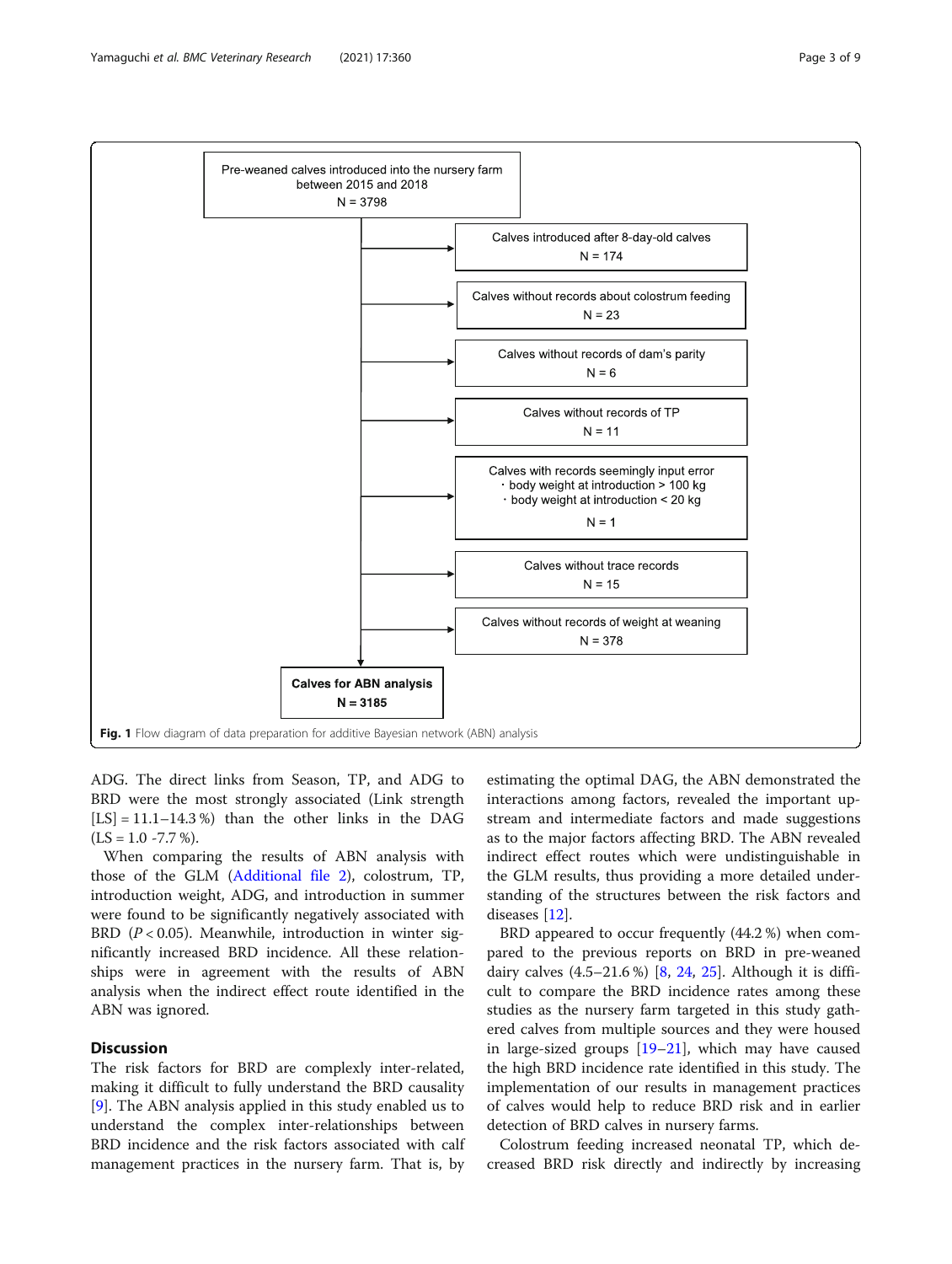Pre-weaned calves introduced into the nursery farm between 2015 and 2018
N = 3798

- Calves introduced after 8-day-old calves
  N = 174
- Calves without records about colostrum feeding
  N = 23
- Calves without records of dam's parity
  N = 6
- Calves without records of TP
  N = 11
- Calves with records seemingly input error
  ・body weight at introduction > 100 kg
  ・body weight at introduction < 20 kg
  N = 1
- Calves without trace records
  N = 15
- Calves without records of weight at weaning
  N = 378

**Calves for ABN analysis**
**N = 3185**

**Fig. 1** Flow diagram of data preparation for additive Bayesian network (ABN) analysis

ADG. The direct links from Season, TP, and ADG to BRD were the most strongly associated (Link strength [LS] = 11.1–14.3 %) than the other links in the DAG (LS = 1.0 -7.7 %).

When comparing the results of ABN analysis with those of the GLM (Additional file 2), colostrum, TP, introduction weight, ADG, and introduction in summer were found to be significantly negatively associated with BRD ($P < 0.05$). Meanwhile, introduction in winter significantly increased BRD incidence. All these relationships were in agreement with the results of ABN analysis when the indirect effect route identified in the ABN was ignored.

## Discussion

The risk factors for BRD are complexly inter-related, making it difficult to fully understand the BRD causality [9]. The ABN analysis applied in this study enabled us to understand the complex inter-relationships between BRD incidence and the risk factors associated with calf management practices in the nursery farm. That is, by estimating the optimal DAG, the ABN demonstrated the interactions among factors, revealed the important upstream and intermediate factors and made suggestions as to the major factors affecting BRD. The ABN revealed indirect effect routes which were undistinguishable in the GLM results, thus providing a more detailed understanding of the structures between the risk factors and diseases [12].

BRD appeared to occur frequently (44.2 %) when compared to the previous reports on BRD in pre-weaned dairy calves (4.5–21.6 %) [8, 24, 25]. Although it is difficult to compare the BRD incidence rates among these studies as the nursery farm targeted in this study gathered calves from multiple sources and they were housed in large-sized groups [19–21], which may have caused the high BRD incidence rate identified in this study. The implementation of our results in management practices of calves would help to reduce BRD risk and in earlier detection of BRD calves in nursery farms.

Colostrum feeding increased neonatal TP, which decreased BRD risk directly and indirectly by increasing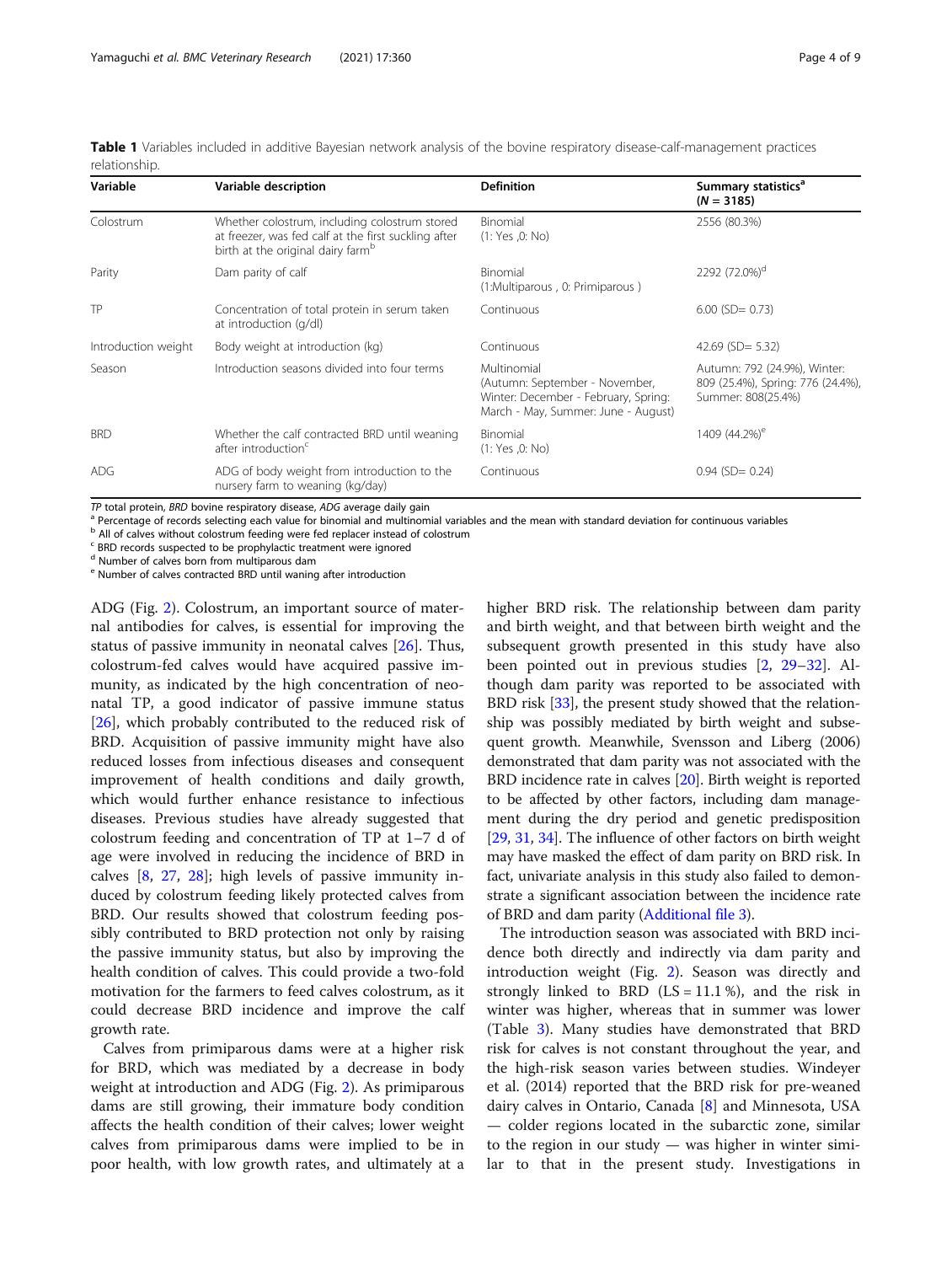**Table 1** Variables included in additive Bayesian network analysis of the bovine respiratory disease-calf-management practices relationship.

| Variable | Variable description | Definition | Summary statistics[a] (N = 3185) |
|---|---|---|---|
| Colostrum | Whether colostrum, including colostrum stored at freezer, was fed calf at the first suckling after birth at the original dairy farm[b] | Binomial (1: Yes ,0: No) | 2556 (80.3%) |
| Parity | Dam parity of calf | Binomial (1:Multiparous , 0: Primiparous ) | 2292 (72.0%)[d] |
| TP | Concentration of total protein in serum taken at introduction (g/dl) | Continuous | 6.00 (SD= 0.73) |
| Introduction weight | Body weight at introduction (kg) | Continuous | 42.69 (SD= 5.32) |
| Season | Introduction seasons divided into four terms | Multinomial (Autumn: September - November, Winter: December - February, Spring: March - May, Summer: June - August) | Autumn: 792 (24.9%), Winter: 809 (25.4%), Spring: 776 (24.4%), Summer: 808(25.4%) |
| BRD | Whether the calf contracted BRD until weaning after introduction[c] | Binomial (1: Yes ,0: No) | 1409 (44.2%)[e] |
| ADG | ADG of body weight from introduction to the nursery farm to weaning (kg/day) | Continuous | 0.94 (SD= 0.24) |

*TP* total protein, *BRD* bovine respiratory disease, *ADG* average daily gain

[a] Percentage of records selecting each value for binomial and multinomial variables and the mean with standard deviation for continuous variables

[b] All of calves without colostrum feeding were fed replacer instead of colostrum

[c] BRD records suspected to be prophylactic treatment were ignored

[d] Number of calves born from multiparous dam

[e] Number of calves contracted BRD until waning after introduction

ADG (Fig. 2). Colostrum, an important source of maternal antibodies for calves, is essential for improving the status of passive immunity in neonatal calves [26]. Thus, colostrum-fed calves would have acquired passive immunity, as indicated by the high concentration of neonatal TP, a good indicator of passive immune status [26], which probably contributed to the reduced risk of BRD. Acquisition of passive immunity might have also reduced losses from infectious diseases and consequent improvement of health conditions and daily growth, which would further enhance resistance to infectious diseases. Previous studies have already suggested that colostrum feeding and concentration of TP at 1–7 d of age were involved in reducing the incidence of BRD in calves [8, 27, 28]; high levels of passive immunity induced by colostrum feeding likely protected calves from BRD. Our results showed that colostrum feeding possibly contributed to BRD protection not only by raising the passive immunity status, but also by improving the health condition of calves. This could provide a two-fold motivation for the farmers to feed calves colostrum, as it could decrease BRD incidence and improve the calf growth rate.

Calves from primiparous dams were at a higher risk for BRD, which was mediated by a decrease in body weight at introduction and ADG (Fig. 2). As primiparous dams are still growing, their immature body condition affects the health condition of their calves; lower weight calves from primiparous dams were implied to be in poor health, with low growth rates, and ultimately at a higher BRD risk. The relationship between dam parity and birth weight, and that between birth weight and the subsequent growth presented in this study have also been pointed out in previous studies [2, 29–32]. Although dam parity was reported to be associated with BRD risk [33], the present study showed that the relationship was possibly mediated by birth weight and subsequent growth. Meanwhile, Svensson and Liberg (2006) demonstrated that dam parity was not associated with the BRD incidence rate in calves [20]. Birth weight is reported to be affected by other factors, including dam management during the dry period and genetic predisposition [29, 31, 34]. The influence of other factors on birth weight may have masked the effect of dam parity on BRD risk. In fact, univariate analysis in this study also failed to demonstrate a significant association between the incidence rate of BRD and dam parity (Additional file 3).

The introduction season was associated with BRD incidence both directly and indirectly via dam parity and introduction weight (Fig. 2). Season was directly and strongly linked to BRD (LS = 11.1 %), and the risk in winter was higher, whereas that in summer was lower (Table 3). Many studies have demonstrated that BRD risk for calves is not constant throughout the year, and the high-risk season varies between studies. Windeyer et al. (2014) reported that the BRD risk for pre-weaned dairy calves in Ontario, Canada [8] and Minnesota, USA — colder regions located in the subarctic zone, similar to the region in our study — was higher in winter similar to that in the present study. Investigations in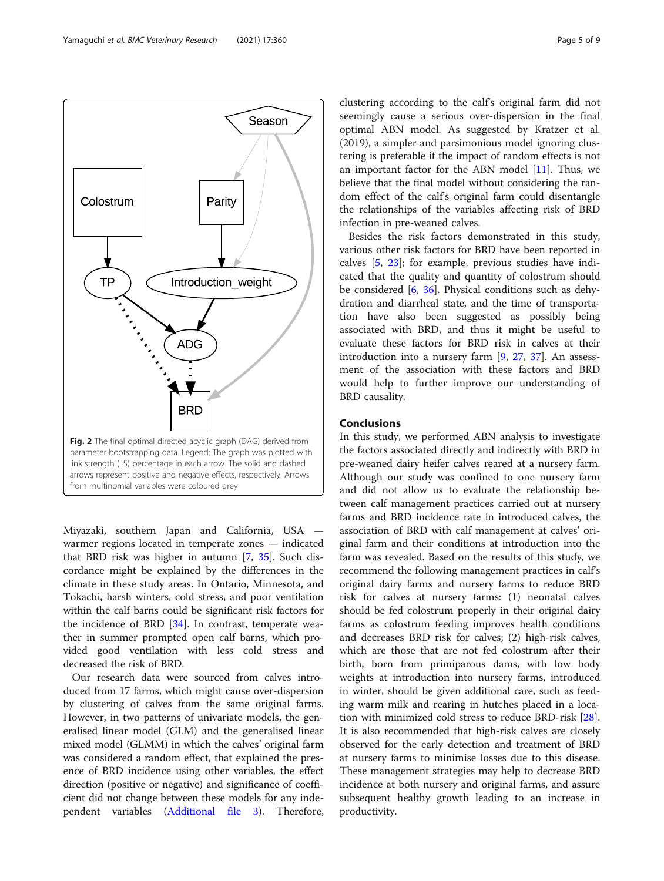**Fig. 2** The final optimal directed acyclic graph (DAG) derived from parameter bootstrapping data. Legend: The graph was plotted with link strength (LS) percentage in each arrow. The solid and dashed arrows represent positive and negative effects, respectively. Arrows from multinomial variables were coloured grey

Miyazaki, southern Japan and California, USA — warmer regions located in temperate zones — indicated that BRD risk was higher in autumn [7, 35]. Such discordance might be explained by the differences in the climate in these study areas. In Ontario, Minnesota, and Tokachi, harsh winters, cold stress, and poor ventilation within the calf barns could be significant risk factors for the incidence of BRD [34]. In contrast, temperate weather in summer prompted open calf barns, which provided good ventilation with less cold stress and decreased the risk of BRD.

Our research data were sourced from calves introduced from 17 farms, which might cause over-dispersion by clustering of calves from the same original farms. However, in two patterns of univariate models, the generalised linear model (GLM) and the generalised linear mixed model (GLMM) in which the calves' original farm was considered a random effect, that explained the presence of BRD incidence using other variables, the effect direction (positive or negative) and significance of coefficient did not change between these models for any independent variables (Additional file 3). Therefore, clustering according to the calf's original farm did not seemingly cause a serious over-dispersion in the final optimal ABN model. As suggested by Kratzer et al. (2019), a simpler and parsimonious model ignoring clustering is preferable if the impact of random effects is not an important factor for the ABN model [11]. Thus, we believe that the final model without considering the random effect of the calf's original farm could disentangle the relationships of the variables affecting risk of BRD infection in pre-weaned calves.

Besides the risk factors demonstrated in this study, various other risk factors for BRD have been reported in calves [5, 23]; for example, previous studies have indicated that the quality and quantity of colostrum should be considered [6, 36]. Physical conditions such as dehydration and diarrheal state, and the time of transportation have also been suggested as possibly being associated with BRD, and thus it might be useful to evaluate these factors for BRD risk in calves at their introduction into a nursery farm [9, 27, 37]. An assessment of the association with these factors and BRD would help to further improve our understanding of BRD causality.

## Conclusions

In this study, we performed ABN analysis to investigate the factors associated directly and indirectly with BRD in pre-weaned dairy heifer calves reared at a nursery farm. Although our study was confined to one nursery farm and did not allow us to evaluate the relationship between calf management practices carried out at nursery farms and BRD incidence rate in introduced calves, the association of BRD with calf management at calves' original farm and their conditions at introduction into the farm was revealed. Based on the results of this study, we recommend the following management practices in calf's original dairy farms and nursery farms to reduce BRD risk for calves at nursery farms: (1) neonatal calves should be fed colostrum properly in their original dairy farms as colostrum feeding improves health conditions and decreases BRD risk for calves; (2) high-risk calves, which are those that are not fed colostrum after their birth, born from primiparous dams, with low body weights at introduction into nursery farms, introduced in winter, should be given additional care, such as feeding warm milk and rearing in hutches placed in a location with minimized cold stress to reduce BRD-risk [28]. It is also recommended that high-risk calves are closely observed for the early detection and treatment of BRD at nursery farms to minimise losses due to this disease. These management strategies may help to decrease BRD incidence at both nursery and original farms, and assure subsequent healthy growth leading to an increase in productivity.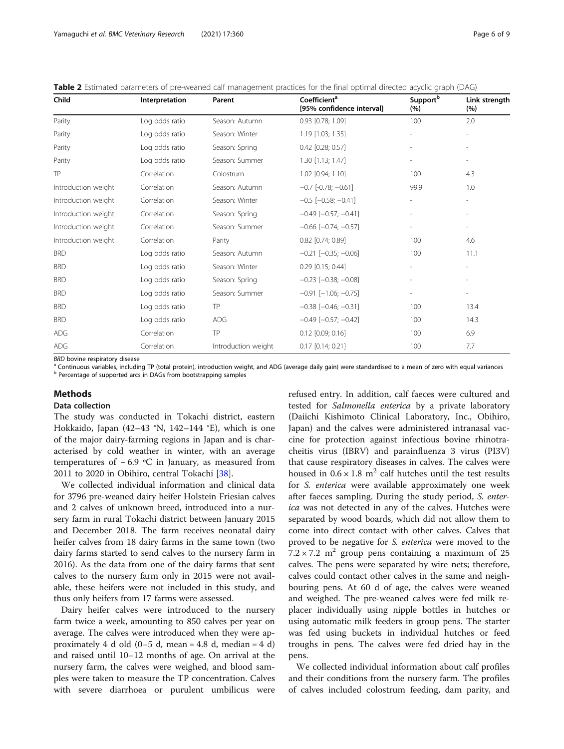**Table 2** Estimated parameters of pre-weaned calf management practices for the final optimal directed acyclic graph (DAG)

| Child | Interpretation | Parent | Coefficient[a] [95% confidence interval] | Support[b] (%) | Link strength (%) |
|---|---|---|---|---|---|
| Parity | Log odds ratio | Season: Autumn | 0.93 [0.78; 1.09] | 100 | 2.0 |
| Parity | Log odds ratio | Season: Winter | 1.19 [1.03; 1.35] | - | - |
| Parity | Log odds ratio | Season: Spring | 0.42 [0.28; 0.57] | - | - |
| Parity | Log odds ratio | Season: Summer | 1.30 [1.13; 1.47] | - | - |
| TP | Correlation | Colostrum | 1.02 [0.94; 1.10] | 100 | 4.3 |
| Introduction weight | Correlation | Season: Autumn | −0.7 [-0.78; −0.61] | 99.9 | 1.0 |
| Introduction weight | Correlation | Season: Winter | −0.5 [−0.58; −0.41] | - | - |
| Introduction weight | Correlation | Season: Spring | −0.49 [−0.57; −0.41] | - | - |
| Introduction weight | Correlation | Season: Summer | −0.66 [−0.74; −0.57] | - | - |
| Introduction weight | Correlation | Parity | 0.82 [0.74; 0.89] | 100 | 4.6 |
| BRD | Log odds ratio | Season: Autumn | −0.21 [−0.35; −0.06] | 100 | 11.1 |
| BRD | Log odds ratio | Season: Winter | 0.29 [0.15; 0.44] | - | - |
| BRD | Log odds ratio | Season: Spring | −0.23 [−0.38; −0.08] | - | - |
| BRD | Log odds ratio | Season: Summer | −0.91 [−1.06; −0.75] | - | - |
| BRD | Log odds ratio | TP | −0.38 [−0.46; −0.31] | 100 | 13.4 |
| BRD | Log odds ratio | ADG | −0.49 [−0.57; −0.42] | 100 | 14.3 |
| ADG | Correlation | TP | 0.12 [0.09; 0.16] | 100 | 6.9 |
| ADG | Correlation | Introduction weight | 0.17 [0.14; 0.21] | 100 | 7.7 |

*BRD* bovine respiratory disease
[a] Continuous variables, including TP (total protein), introduction weight, and ADG (average daily gain) were standardised to a mean of zero with equal variances
[b] Percentage of supported arcs in DAGs from bootstrapping samples

## Methods

### Data collection

The study was conducted in Tokachi district, eastern Hokkaido, Japan (42–43 °N, 142–144 °E), which is one of the major dairy-farming regions in Japan and is characterised by cold weather in winter, with an average temperatures of − 6.9 °C in January, as measured from 2011 to 2020 in Obihiro, central Tokachi [38].

We collected individual information and clinical data for 3796 pre-weaned dairy heifer Holstein Friesian calves and 2 calves of unknown breed, introduced into a nursery farm in rural Tokachi district between January 2015 and December 2018. The farm receives neonatal dairy heifer calves from 18 dairy farms in the same town (two dairy farms started to send calves to the nursery farm in 2016). As the data from one of the dairy farms that sent calves to the nursery farm only in 2015 were not available, these heifers were not included in this study, and thus only heifers from 17 farms were assessed.

Dairy heifer calves were introduced to the nursery farm twice a week, amounting to 850 calves per year on average. The calves were introduced when they were approximately 4 d old (0–5 d, mean = 4.8 d, median = 4 d) and raised until 10–12 months of age. On arrival at the nursery farm, the calves were weighed, and blood samples were taken to measure the TP concentration. Calves with severe diarrhoea or purulent umbilicus were refused entry. In addition, calf faeces were cultured and tested for *Salmonella enterica* by a private laboratory (Daiichi Kishimoto Clinical Laboratory, Inc., Obihiro, Japan) and the calves were administered intranasal vaccine for protection against infectious bovine rhinotracheitis virus (IBRV) and parainfluenza 3 virus (PI3V) that cause respiratory diseases in calves. The calves were housed in $0.6 \times 1.8$ $m^2$ calf hutches until the test results for *S. enterica* were available approximately one week after faeces sampling. During the study period, *S. enterica* was not detected in any of the calves. Hutches were separated by wood boards, which did not allow them to come into direct contact with other calves. Calves that proved to be negative for *S. enterica* were moved to the $7.2 \times 7.2$ $m^2$ group pens containing a maximum of 25 calves. The pens were separated by wire nets; therefore, calves could contact other calves in the same and neighbouring pens. At 60 d of age, the calves were weaned and weighed. The pre-weaned calves were fed milk replacer individually using nipple bottles in hutches or using automatic milk feeders in group pens. The starter was fed using buckets in individual hutches or feed troughs in pens. The calves were fed dried hay in the pens.

We collected individual information about calf profiles and their conditions from the nursery farm. The profiles of calves included colostrum feeding, dam parity, and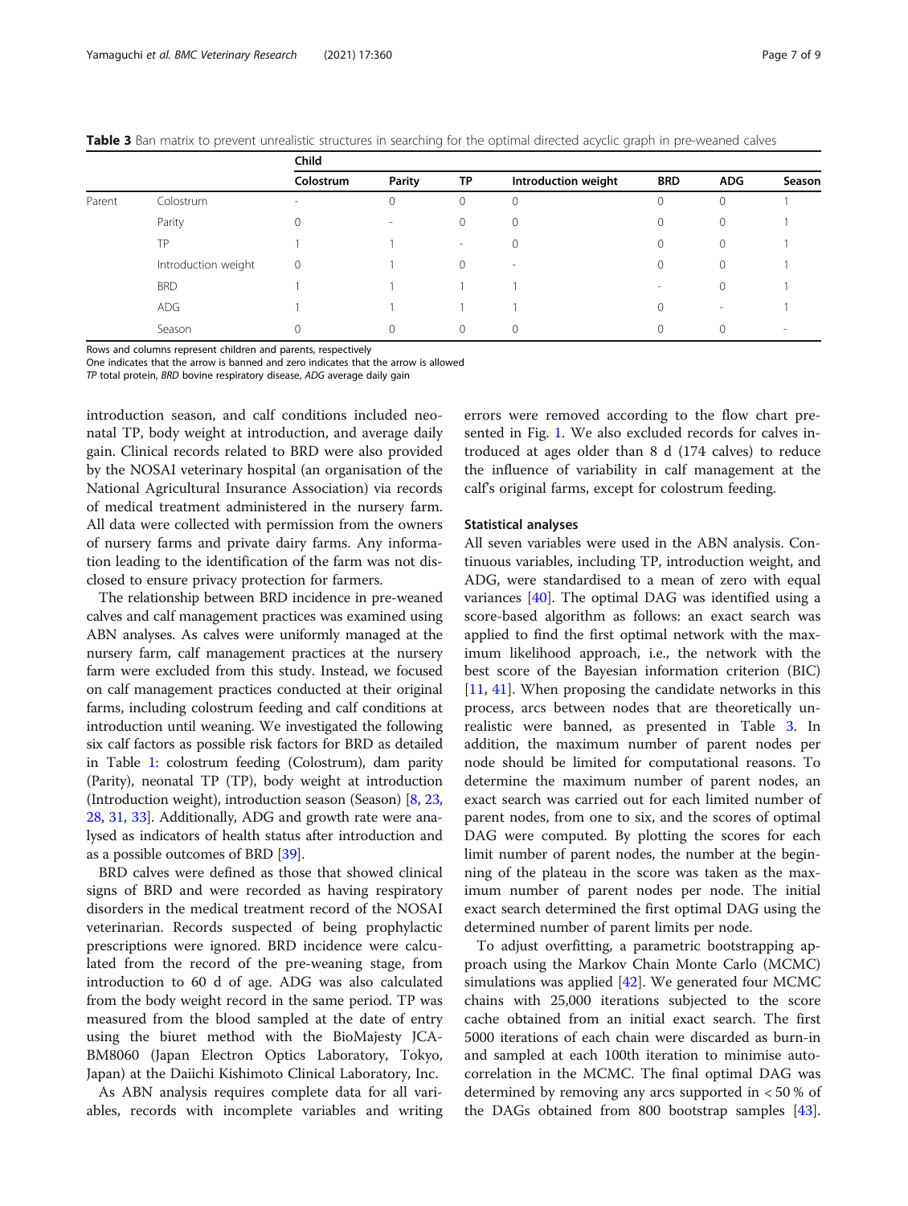**Table 3** Ban matrix to prevent unrealistic structures in searching for the optimal directed acyclic graph in pre-weaned calves

| | | Child | | | | | | |
|---|---|---|---|---|---|---|---|---|
| | | Colostrum | Parity | TP | Introduction weight | BRD | ADG | Season |
| Parent | Colostrum | - | 0 | 0 | 0 | 0 | 0 | 1 |
| | Parity | 0 | - | 0 | 0 | 0 | 0 | 1 |
| | TP | 1 | 1 | - | 0 | 0 | 0 | 1 |
| | Introduction weight | 0 | 1 | 0 | - | 0 | 0 | 1 |
| | BRD | 1 | 1 | 1 | 1 | - | 0 | 1 |
| | ADG | 1 | 1 | 1 | 1 | 0 | - | 1 |
| | Season | 0 | 0 | 0 | 0 | 0 | 0 | - |

Rows and columns represent children and parents, respectively
One indicates that the arrow is banned and zero indicates that the arrow is allowed
*TP* total protein, *BRD* bovine respiratory disease, *ADG* average daily gain

introduction season, and calf conditions included neonatal TP, body weight at introduction, and average daily gain. Clinical records related to BRD were also provided by the NOSAI veterinary hospital (an organisation of the National Agricultural Insurance Association) via records of medical treatment administered in the nursery farm. All data were collected with permission from the owners of nursery farms and private dairy farms. Any information leading to the identification of the farm was not disclosed to ensure privacy protection for farmers.

The relationship between BRD incidence in pre-weaned calves and calf management practices was examined using ABN analyses. As calves were uniformly managed at the nursery farm, calf management practices at the nursery farm were excluded from this study. Instead, we focused on calf management practices conducted at their original farms, including colostrum feeding and calf conditions at introduction until weaning. We investigated the following six calf factors as possible risk factors for BRD as detailed in Table 1: colostrum feeding (Colostrum), dam parity (Parity), neonatal TP (TP), body weight at introduction (Introduction weight), introduction season (Season) [8, 23, 28, 31, 33]. Additionally, ADG and growth rate were analysed as indicators of health status after introduction and as a possible outcomes of BRD [39].

BRD calves were defined as those that showed clinical signs of BRD and were recorded as having respiratory disorders in the medical treatment record of the NOSAI veterinarian. Records suspected of being prophylactic prescriptions were ignored. BRD incidence were calculated from the record of the pre-weaning stage, from introduction to 60 d of age. ADG was also calculated from the body weight record in the same period. TP was measured from the blood sampled at the date of entry using the biuret method with the BioMajesty JCA-BM8060 (Japan Electron Optics Laboratory, Tokyo, Japan) at the Daiichi Kishimoto Clinical Laboratory, Inc.

As ABN analysis requires complete data for all variables, records with incomplete variables and writing errors were removed according to the flow chart presented in Fig. 1. We also excluded records for calves introduced at ages older than 8 d (174 calves) to reduce the influence of variability in calf management at the calf's original farms, except for colostrum feeding.

### Statistical analyses

All seven variables were used in the ABN analysis. Continuous variables, including TP, introduction weight, and ADG, were standardised to a mean of zero with equal variances [40]. The optimal DAG was identified using a score-based algorithm as follows: an exact search was applied to find the first optimal network with the maximum likelihood approach, i.e., the network with the best score of the Bayesian information criterion (BIC) [11, 41]. When proposing the candidate networks in this process, arcs between nodes that are theoretically unrealistic were banned, as presented in Table 3. In addition, the maximum number of parent nodes per node should be limited for computational reasons. To determine the maximum number of parent nodes, an exact search was carried out for each limited number of parent nodes, from one to six, and the scores of optimal DAG were computed. By plotting the scores for each limit number of parent nodes, the number at the beginning of the plateau in the score was taken as the maximum number of parent nodes per node. The initial exact search determined the first optimal DAG using the determined number of parent limits per node.

To adjust overfitting, a parametric bootstrapping approach using the Markov Chain Monte Carlo (MCMC) simulations was applied [42]. We generated four MCMC chains with 25,000 iterations subjected to the score cache obtained from an initial exact search. The first 5000 iterations of each chain were discarded as burn-in and sampled at each 100th iteration to minimise autocorrelation in the MCMC. The final optimal DAG was determined by removing any arcs supported in < 50 % of the DAGs obtained from 800 bootstrap samples [43].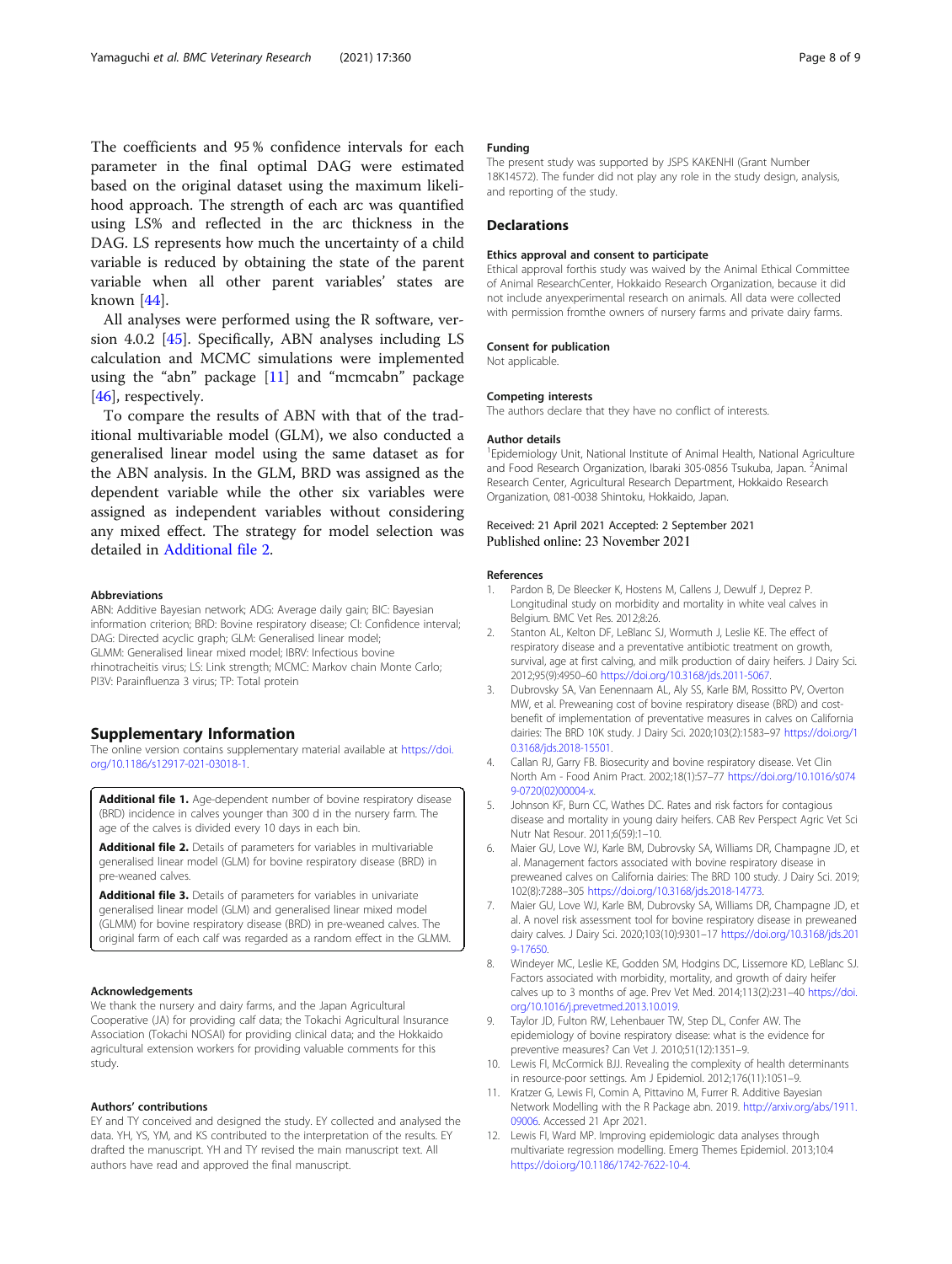The coefficients and 95 % confidence intervals for each parameter in the final optimal DAG were estimated based on the original dataset using the maximum likelihood approach. The strength of each arc was quantified using LS% and reflected in the arc thickness in the DAG. LS represents how much the uncertainty of a child variable is reduced by obtaining the state of the parent variable when all other parent variables' states are known [44].

All analyses were performed using the R software, version 4.0.2 [45]. Specifically, ABN analyses including LS calculation and MCMC simulations were implemented using the "abn" package [11] and "mcmcabn" package [46], respectively.

To compare the results of ABN with that of the traditional multivariable model (GLM), we also conducted a generalised linear model using the same dataset as for the ABN analysis. In the GLM, BRD was assigned as the dependent variable while the other six variables were assigned as independent variables without considering any mixed effect. The strategy for model selection was detailed in Additional file 2.

#### Abbreviations

ABN: Additive Bayesian network; ADG: Average daily gain; BIC: Bayesian information criterion; BRD: Bovine respiratory disease; CI: Confidence interval; DAG: Directed acyclic graph; GLM: Generalised linear model; GLMM: Generalised linear mixed model; IBRV: Infectious bovine rhinotracheitis virus; LS: Link strength; MCMC: Markov chain Monte Carlo; PI3V: Parainfluenza 3 virus; TP: Total protein

## Supplementary Information

The online version contains supplementary material available at https://doi.org/10.1186/s12917-021-03018-1.

**Additional file 1.** Age-dependent number of bovine respiratory disease (BRD) incidence in calves younger than 300 d in the nursery farm. The age of the calves is divided every 10 days in each bin.

**Additional file 2.** Details of parameters for variables in multivariable generalised linear model (GLM) for bovine respiratory disease (BRD) in pre-weaned calves.

**Additional file 3.** Details of parameters for variables in univariate generalised linear model (GLM) and generalised linear mixed model (GLMM) for bovine respiratory disease (BRD) in pre-weaned calves. The original farm of each calf was regarded as a random effect in the GLMM.

#### Acknowledgements

We thank the nursery and dairy farms, and the Japan Agricultural Cooperative (JA) for providing calf data; the Tokachi Agricultural Insurance Association (Tokachi NOSAI) for providing clinical data; and the Hokkaido agricultural extension workers for providing valuable comments for this study.

#### Authors' contributions

EY and TY conceived and designed the study. EY collected and analysed the data. YH, YS, YM, and KS contributed to the interpretation of the results. EY drafted the manuscript. YH and TY revised the main manuscript text. All authors have read and approved the final manuscript.

#### Funding

The present study was supported by JSPS KAKENHI (Grant Number 18K14572). The funder did not play any role in the study design, analysis, and reporting of the study.

### Declarations

#### Ethics approval and consent to participate

Ethical approval forthis study was waived by the Animal Ethical Committee of Animal ResearchCenter, Hokkaido Research Organization, because it did not include anyexperimental research on animals. All data were collected with permission fromthe owners of nursery farms and private dairy farms.

#### Consent for publication

Not applicable.

#### Competing interests

The authors declare that they have no conflict of interests.

#### Author details

[1]Epidemiology Unit, National Institute of Animal Health, National Agriculture and Food Research Organization, Ibaraki 305-0856 Tsukuba, Japan. [2]Animal Research Center, Agricultural Research Department, Hokkaido Research Organization, 081-0038 Shintoku, Hokkaido, Japan.

Received: 21 April 2021 Accepted: 2 September 2021
Published online: 23 November 2021

#### References

1. Pardon B, De Bleecker K, Hostens M, Callens J, Dewulf J, Deprez P. Longitudinal study on morbidity and mortality in white veal calves in Belgium. BMC Vet Res. 2012;8:26.
2. Stanton AL, Kelton DF, LeBlanc SJ, Wormuth J, Leslie KE. The effect of respiratory disease and a preventative antibiotic treatment on growth, survival, age at first calving, and milk production of dairy heifers. J Dairy Sci. 2012;95(9):4950–60 https://doi.org/10.3168/jds.2011-5067.
3. Dubrovsky SA, Van Eenennaam AL, Aly SS, Karle BM, Rossitto PV, Overton MW, et al. Preweaning cost of bovine respiratory disease (BRD) and cost-benefit of implementation of preventative measures in calves on California dairies: The BRD 10K study. J Dairy Sci. 2020;103(2):1583–97 https://doi.org/10.3168/jds.2018-15501.
4. Callan RJ, Garry FB. Biosecurity and bovine respiratory disease. Vet Clin North Am - Food Anim Pract. 2002;18(1):57–77 https://doi.org/10.1016/S0749-0720(02)00004-x.
5. Johnson KF, Burn CC, Wathes DC. Rates and risk factors for contagious disease and mortality in young dairy heifers. CAB Rev Perspect Agric Vet Sci Nutr Nat Resour. 2011;6(59):1–10.
6. Maier GU, Love WJ, Karle BM, Dubrovsky SA, Williams DR, Champagne JD, et al. Management factors associated with bovine respiratory disease in preweaned calves on California dairies: The BRD 100 study. J Dairy Sci. 2019;102(8):7288–305 https://doi.org/10.3168/jds.2018-14773.
7. Maier GU, Love WJ, Karle BM, Dubrovsky SA, Williams DR, Champagne JD, et al. A novel risk assessment tool for bovine respiratory disease in preweaned dairy calves. J Dairy Sci. 2020;103(10):9301–17 https://doi.org/10.3168/jds.2019-17650.
8. Windeyer MC, Leslie KE, Godden SM, Hodgins DC, Lissemore KD, LeBlanc SJ. Factors associated with morbidity, mortality, and growth of dairy heifer calves up to 3 months of age. Prev Vet Med. 2014;113(2):231–40 https://doi.org/10.1016/j.prevetmed.2013.10.019.
9. Taylor JD, Fulton RW, Lehenbauer TW, Step DL, Confer AW. The epidemiology of bovine respiratory disease: what is the evidence for preventive measures? Can Vet J. 2010;51(12):1351–9.
10. Lewis FI, McCormick BJJ. Revealing the complexity of health determinants in resource-poor settings. Am J Epidemiol. 2012;176(11):1051–9.
11. Kratzer G, Lewis FI, Comin A, Pittavino M, Furrer R. Additive Bayesian Network Modelling with the R Package abn. 2019. http://arxiv.org/abs/1911.09006. Accessed 21 Apr 2021.
12. Lewis FI, Ward MP. Improving epidemiologic data analyses through multivariate regression modelling. Emerg Themes Epidemiol. 2013;10:4 https://doi.org/10.1186/1742-7622-10-4.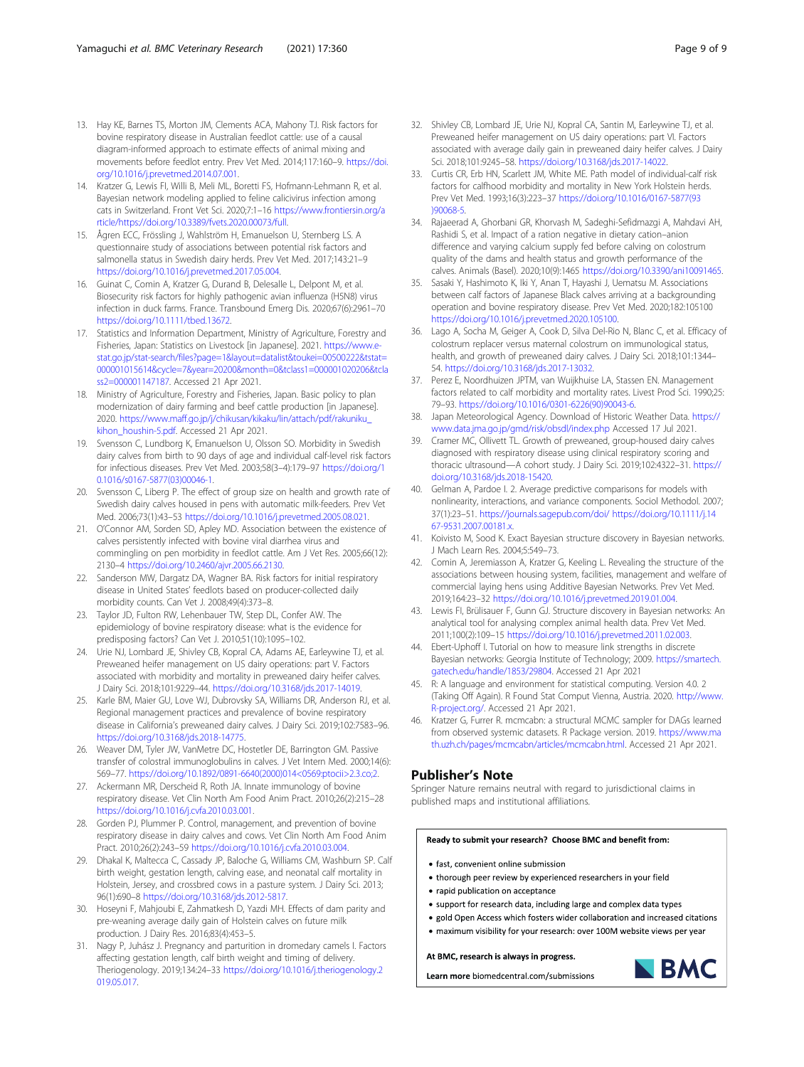13. Hay KE, Barnes TS, Morton JM, Clements ACA, Mahony TJ. Risk factors for bovine respiratory disease in Australian feedlot cattle: use of a causal diagram-informed approach to estimate effects of animal mixing and movements before feedlot entry. Prev Vet Med. 2014;117:160–9. https://doi.org/10.1016/j.prevetmed.2014.07.001.
14. Kratzer G, Lewis FI, Willi B, Meli ML, Boretti FS, Hofmann-Lehmann R, et al. Bayesian network modeling applied to feline calicivirus infection among cats in Switzerland. Front Vet Sci. 2020;7:1–16 https://www.frontiersin.org/article/https://doi.org/10.3389/fvets.2020.00073/full.
15. Ågren ECC, Frössling J, Wahlström H, Emanuelson U, Sternberg LS. A questionnaire study of associations between potential risk factors and salmonella status in Swedish dairy herds. Prev Vet Med. 2017;143:21–9 https://doi.org/10.1016/j.prevetmed.2017.05.004.
16. Guinat C, Comin A, Kratzer G, Durand B, Delesalle L, Delpont M, et al. Biosecurity risk factors for highly pathogenic avian influenza (H5N8) virus infection in duck farms. France. Transbound Emerg Dis. 2020;67(6):2961–70 https://doi.org/10.1111/tbed.13672.
17. Statistics and Information Department, Ministry of Agriculture, Forestry and Fisheries, Japan: Statistics on Livestock [in Japanese]. 2021. https://www.e-stat.go.jp/stat-search/files?page=1&layout=datalist&toukei=00500222&tstat=000001015614&cycle=7&year=20200&month=0&tclass1=000001020206&tclass2=000001147187. Accessed 21 Apr 2021.
18. Ministry of Agriculture, Forestry and Fisheries, Japan. Basic policy to plan modernization of dairy farming and beef cattle production [in Japanese]. 2020. https://www.maff.go.jp/j/chikusan/kikaku/lin/attach/pdf/rakuniku_kihon_houshin-5.pdf. Accessed 21 Apr 2021.
19. Svensson C, Lundborg K, Emanuelson U, Olsson SO. Morbidity in Swedish dairy calves from birth to 90 days of age and individual calf-level risk factors for infectious diseases. Prev Vet Med. 2003;58(3–4):179–97 https://doi.org/10.1016/s0167-5877(03)00046-1.
20. Svensson C, Liberg P. The effect of group size on health and growth rate of Swedish dairy calves housed in pens with automatic milk-feeders. Prev Vet Med. 2006;73(1):43–53 https://doi.org/10.1016/j.prevetmed.2005.08.021.
21. O'Connor AM, Sorden SD, Apley MD. Association between the existence of calves persistently infected with bovine viral diarrhea virus and commingling on pen morbidity in feedlot cattle. Am J Vet Res. 2005;66(12):2130–4 https://doi.org/10.2460/ajvr.2005.66.2130.
22. Sanderson MW, Dargatz DA, Wagner BA. Risk factors for initial respiratory disease in United States' feedlots based on producer-collected daily morbidity counts. Can Vet J. 2008;49(4):373–8.
23. Taylor JD, Fulton RW, Lehenbauer TW, Step DL, Confer AW. The epidemiology of bovine respiratory disease: what is the evidence for predisposing factors? Can Vet J. 2010;51(10):1095–102.
24. Urie NJ, Lombard JE, Shivley CB, Kopral CA, Adams AE, Earleywine TJ, et al. Preweaned heifer management on US dairy operations: part V. Factors associated with morbidity and mortality in preweaned dairy heifer calves. J Dairy Sci. 2018;101:9229–44. https://doi.org/10.3168/jds.2017-14019.
25. Karle BM, Maier GU, Love WJ, Dubrovsky SA, Williams DR, Anderson RJ, et al. Regional management practices and prevalence of bovine respiratory disease in California's preweaned dairy calves. J Dairy Sci. 2019;102:7583–96. https://doi.org/10.3168/jds.2018-14775.
26. Weaver DM, Tyler JW, VanMetre DC, Hostetler DE, Barrington GM. Passive transfer of colostral immunoglobulins in calves. J Vet Intern Med. 2000;14(6):569–77. https://doi.org/10.1892/0891-6640(2000)014<0569:ptocii>2.3.co;2.
27. Ackermann MR, Derscheid R, Roth JA. Innate immunology of bovine respiratory disease. Vet Clin North Am Food Anim Pract. 2010;26(2):215–28 https://doi.org/10.1016/j.cvfa.2010.03.001.
28. Gorden PJ, Plummer P. Control, management, and prevention of bovine respiratory disease in dairy calves and cows. Vet Clin North Am Food Anim Pract. 2010;26(2):243–59 https://doi.org/10.1016/j.cvfa.2010.03.004.
29. Dhakal K, Maltecca C, Cassady JP, Baloche G, Williams CM, Washburn SP. Calf birth weight, gestation length, calving ease, and neonatal calf mortality in Holstein, Jersey, and crossbred cows in a pasture system. J Dairy Sci. 2013;96(1):690–8 https://doi.org/10.3168/jds.2012-5817.
30. Hoseyni F, Mahjoubi E, Zahmatkesh D, Yazdi MH. Effects of dam parity and pre-weaning average daily gain of Holstein calves on future milk production. J Dairy Res. 2016;83(4):453–5.
31. Nagy P, Juhász J. Pregnancy and parturition in dromedary camels I. Factors affecting gestation length, calf birth weight and timing of delivery. Theriogenology. 2019;134:24–33 https://doi.org/10.1016/j.theriogenology.2019.05.017.
32. Shivley CB, Lombard JE, Urie NJ, Kopral CA, Santin M, Earleywine TJ, et al. Preweaned heifer management on US dairy operations: part VI. Factors associated with average daily gain in preweaned dairy heifer calves. J Dairy Sci. 2018;101:9245–58. https://doi.org/10.3168/jds.2017-14022.
33. Curtis CR, Erb HN, Scarlett JM, White ME. Path model of individual-calf risk factors for calfhood morbidity and mortality in New York Holstein herds. Prev Vet Med. 1993;16(3):223–37 https://doi.org/10.1016/0167-5877(93)90068-5.
34. Rajaeerad A, Ghorbani GR, Khorvash M, Sadeghi-Sefidmazgi A, Mahdavi AH, Rashidi S, et al. Impact of a ration negative in dietary cation–anion difference and varying calcium supply fed before calving on colostrum quality of the dams and health status and growth performance of the calves. Animals (Basel). 2020;10(9):1465 https://doi.org/10.3390/ani10091465.
35. Sasaki Y, Hashimoto K, Iki Y, Anan T, Hayashi J, Uematsu M. Associations between calf factors of Japanese Black calves arriving at a backgrounding operation and bovine respiratory disease. Prev Vet Med. 2020;182:105100 https://doi.org/10.1016/j.prevetmed.2020.105100.
36. Lago A, Socha M, Geiger A, Cook D, Silva Del-Rio N, Blanc C, et al. Efficacy of colostrum replacer versus maternal colostrum on immunological status, health, and growth of preweaned dairy calves. J Dairy Sci. 2018;101:1344–54. https://doi.org/10.3168/jds.2017-13032.
37. Perez E, Noordhuizen JPTM, van Wuijkhuise LA, Stassen EN. Management factors related to calf morbidity and mortality rates. Livest Prod Sci. 1990;25:79–93. https://doi.org/10.1016/0301-6226(90)90043-6.
38. Japan Meteorological Agency. Download of Historic Weather Data. https://www.data.jma.go.jp/gmd/risk/obsdl/index.php Accessed 17 Jul 2021.
39. Cramer MC, Ollivett TL. Growth of preweaned, group-housed dairy calves diagnosed with respiratory disease using clinical respiratory scoring and thoracic ultrasound—A cohort study. J Dairy Sci. 2019;102:4322–31. https://doi.org/10.3168/jds.2018-15420.
40. Gelman A, Pardoe I. 2. Average predictive comparisons for models with nonlinearity, interactions, and variance components. Sociol Methodol. 2007;37(1):23–51. https://journals.sagepub.com/doi/ https://doi.org/10.1111/j.1467-9531.2007.00181.x.
41. Koivisto M, Sood K. Exact Bayesian structure discovery in Bayesian networks. J Mach Learn Res. 2004;5:549–73.
42. Comin A, Jeremiasson A, Kratzer G, Keeling L. Revealing the structure of the associations between housing system, facilities, management and welfare of commercial laying hens using Additive Bayesian Networks. Prev Vet Med. 2019;164:23–32 https://doi.org/10.1016/j.prevetmed.2019.01.004.
43. Lewis FI, Brülisauer F, Gunn GJ. Structure discovery in Bayesian networks: An analytical tool for analysing complex animal health data. Prev Vet Med. 2011;100(2):109–15 https://doi.org/10.1016/j.prevetmed.2011.02.003.
44. Ebert-Uphoff I. Tutorial on how to measure link strengths in discrete Bayesian networks: Georgia Institute of Technology; 2009. https://smartech.gatech.edu/handle/1853/29804. Accessed 21 Apr 2021.
45. R: A language and environment for statistical computing. Version 4.0. 2 (Taking Off Again). R Found Stat Comput Vienna, Austria. 2020. http://www.R-project.org/. Accessed 21 Apr 2021.
46. Kratzer G, Furrer R. mcmcabn: a structural MCMC sampler for DAGs learned from observed systemic datasets. R Package version. 2019. https://www.math.uzh.ch/pages/mcmcabn/articles/mcmcabn.html. Accessed 21 Apr 2021.

## Publisher's Note

Springer Nature remains neutral with regard to jurisdictional claims in published maps and institutional affiliations.

**Ready to submit your research? Choose BMC and benefit from:**

- fast, convenient online submission
- thorough peer review by experienced researchers in your field
- rapid publication on acceptance
- support for research data, including large and complex data types
- gold Open Access which fosters wider collaboration and increased citations
- maximum visibility for your research: over 100M website views per year

**At BMC, research is always in progress.**

**Learn more** biomedcentral.com/submissions

BMC